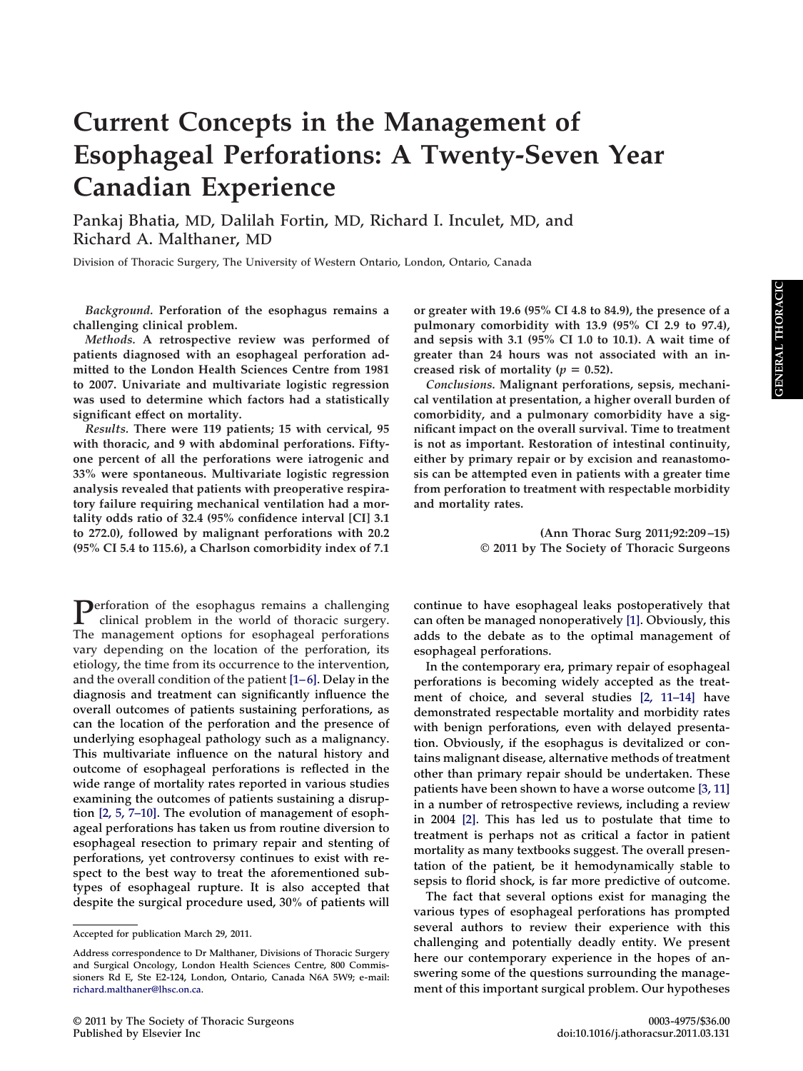# Current Concepts in the Management of Esophageal Perforations: A Twenty-Seven Year Canadian Experience

Pankaj Bhatia, MD, Dalilah Fortin, MD, Richard I. Inculet, MD, and Richard A. Malthaner, MD

Division of Thoracic Surgery, The University of Western Ontario, London, Ontario, Canada

*Background.* **Perforation of the esophagus remains a challenging clinical problem.**

*Methods.* **A retrospective review was performed of patients diagnosed with an esophageal perforation admitted to the London Health Sciences Centre from 1981 to 2007. Univariate and multivariate logistic regression was used to determine which factors had a statistically significant effect on mortality.**

*Results.* **There were 119 patients; 15 with cervical, 95 with thoracic, and 9 with abdominal perforations. Fifty-one percent of all the perforations were iatrogenic and 33% were spontaneous. Multivariate logistic regression analysis revealed that patients with preoperative respiratory failure requiring mechanical ventilation had a mortality odds ratio of 32.4 (95% confidence interval [CI] 3.1 to 272.0), followed by malignant perforations with 20.2 (95% CI 5.4 to 115.6), a Charlson comorbidity index of 7.1 or greater with 19.6 (95% CI 4.8 to 84.9), the presence of a pulmonary comorbidity with 13.9 (95% CI 2.9 to 97.4), and sepsis with 3.1 (95% CI 1.0 to 10.1). A wait time of greater than 24 hours was not associated with an increased risk of mortality ($p = 0.52$).**

*Conclusions.* **Malignant perforations, sepsis, mechanical ventilation at presentation, a higher overall burden of comorbidity, and a pulmonary comorbidity have a significant impact on the overall survival. Time to treatment is not as important. Restoration of intestinal continuity, either by primary repair or by excision and reanastomosis can be attempted even in patients with a greater time from perforation to treatment with respectable morbidity and mortality rates.**

**(Ann Thorac Surg 2011;92:209–15)**
**© 2011 by The Society of Thoracic Surgeons**

Perforation of the esophagus remains a challenging clinical problem in the world of thoracic surgery. The management options for esophageal perforations vary depending on the location of the perforation, its etiology, the time from its occurrence to the intervention, and the overall condition of the patient [1–6]. Delay in the diagnosis and treatment can significantly influence the overall outcomes of patients sustaining perforations, as can the location of the perforation and the presence of underlying esophageal pathology such as a malignancy. This multivariate influence on the natural history and outcome of esophageal perforations is reflected in the wide range of mortality rates reported in various studies examining the outcomes of patients sustaining a disruption [2, 5, 7–10]. The evolution of management of esophageal perforations has taken us from routine diversion to esophageal resection to primary repair and stenting of perforations, yet controversy continues to exist with respect to the best way to treat the aforementioned subtypes of esophageal rupture. It is also accepted that despite the surgical procedure used, 30% of patients will continue to have esophageal leaks postoperatively that can often be managed nonoperatively [1]. Obviously, this adds to the debate as to the optimal management of esophageal perforations.

In the contemporary era, primary repair of esophageal perforations is becoming widely accepted as the treatment of choice, and several studies [2, 11–14] have demonstrated respectable mortality and morbidity rates with benign perforations, even with delayed presentation. Obviously, if the esophagus is devitalized or contains malignant disease, alternative methods of treatment other than primary repair should be undertaken. These patients have been shown to have a worse outcome [3, 11] in a number of retrospective reviews, including a review in 2004 [2]. This has led us to postulate that time to treatment is perhaps not as critical a factor in patient mortality as many textbooks suggest. The overall presentation of the patient, be it hemodynamically stable to sepsis to florid shock, is far more predictive of outcome.

The fact that several options exist for managing the various types of esophageal perforations has prompted several authors to review their experience with this challenging and potentially deadly entity. We present here our contemporary experience in the hopes of answering some of the questions surrounding the management of this important surgical problem. Our hypotheses

Accepted for publication March 29, 2011.

Address correspondence to Dr Malthaner, Divisions of Thoracic Surgery and Surgical Oncology, London Health Sciences Centre, 800 Commissioners Rd E, Ste E2-124, London, Ontario, Canada N6A 5W9; e-mail: richard.malthaner@lhsc.on.ca.

© 2011 by The Society of Thoracic Surgeons
Published by Elsevier Inc

0003-4975/$36.00
doi:10.1016/j.athoracsur.2011.03.131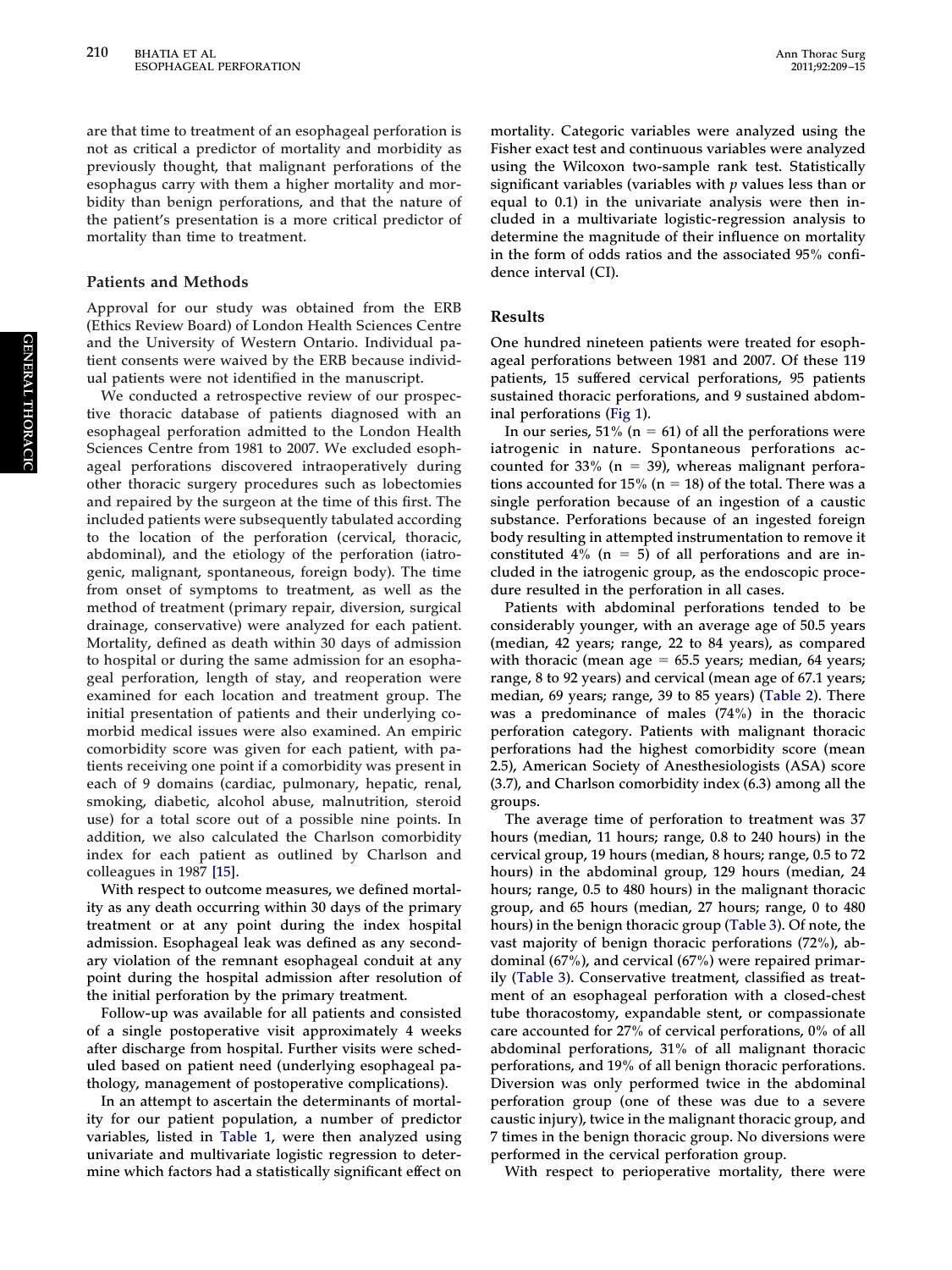are that time to treatment of an esophageal perforation is not as critical a predictor of mortality and morbidity as previously thought, that malignant perforations of the esophagus carry with them a higher mortality and morbidity than benign perforations, and that the nature of the patient's presentation is a more critical predictor of mortality than time to treatment.

## Patients and Methods

Approval for our study was obtained from the ERB (Ethics Review Board) of London Health Sciences Centre and the University of Western Ontario. Individual patient consents were waived by the ERB because individual patients were not identified in the manuscript.

We conducted a retrospective review of our prospective thoracic database of patients diagnosed with an esophageal perforation admitted to the London Health Sciences Centre from 1981 to 2007. We excluded esophageal perforations discovered intraoperatively during other thoracic surgery procedures such as lobectomies and repaired by the surgeon at the time of this first. The included patients were subsequently tabulated according to the location of the perforation (cervical, thoracic, abdominal), and the etiology of the perforation (iatrogenic, malignant, spontaneous, foreign body). The time from onset of symptoms to treatment, as well as the method of treatment (primary repair, diversion, surgical drainage, conservative) were analyzed for each patient. Mortality, defined as death within 30 days of admission to hospital or during the same admission for an esophageal perforation, length of stay, and reoperation were examined for each location and treatment group. The initial presentation of patients and their underlying comorbid medical issues were also examined. An empiric comorbidity score was given for each patient, with patients receiving one point if a comorbidity was present in each of 9 domains (cardiac, pulmonary, hepatic, renal, smoking, diabetic, alcohol abuse, malnutrition, steroid use) for a total score out of a possible nine points. In addition, we also calculated the Charlson comorbidity index for each patient as outlined by Charlson and colleagues in 1987 [15].

With respect to outcome measures, we defined mortality as any death occurring within 30 days of the primary treatment or at any point during the index hospital admission. Esophageal leak was defined as any secondary violation of the remnant esophageal conduit at any point during the hospital admission after resolution of the initial perforation by the primary treatment.

Follow-up was available for all patients and consisted of a single postoperative visit approximately 4 weeks after discharge from hospital. Further visits were scheduled based on patient need (underlying esophageal pathology, management of postoperative complications).

In an attempt to ascertain the determinants of mortality for our patient population, a number of predictor variables, listed in Table 1, were then analyzed using univariate and multivariate logistic regression to determine which factors had a statistically significant effect on mortality. Categoric variables were analyzed using the Fisher exact test and continuous variables were analyzed using the Wilcoxon two-sample rank test. Statistically significant variables (variables with $p$ values less than or equal to 0.1) in the univariate analysis were then included in a multivariate logistic-regression analysis to determine the magnitude of their influence on mortality in the form of odds ratios and the associated 95% confidence interval (CI).

## Results

One hundred nineteen patients were treated for esophageal perforations between 1981 and 2007. Of these 119 patients, 15 suffered cervical perforations, 95 patients sustained thoracic perforations, and 9 sustained abdominal perforations (Fig 1).

In our series, 51% ($n = 61$) of all the perforations were iatrogenic in nature. Spontaneous perforations accounted for 33% ($n = 39$), whereas malignant perforations accounted for 15% ($n = 18$) of the total. There was a single perforation because of an ingestion of a caustic substance. Perforations because of an ingested foreign body resulting in attempted instrumentation to remove it constituted 4% ($n = 5$) of all perforations and are included in the iatrogenic group, as the endoscopic procedure resulted in the perforation in all cases.

Patients with abdominal perforations tended to be considerably younger, with an average age of 50.5 years (median, 42 years; range, 22 to 84 years), as compared with thoracic (mean age = 65.5 years; median, 64 years; range, 8 to 92 years) and cervical (mean age of 67.1 years; median, 69 years; range, 39 to 85 years) (Table 2). There was a predominance of males (74%) in the thoracic perforation category. Patients with malignant thoracic perforations had the highest comorbidity score (mean 2.5), American Society of Anesthesiologists (ASA) score (3.7), and Charlson comorbidity index (6.3) among all the groups.

The average time of perforation to treatment was 37 hours (median, 11 hours; range, 0.8 to 240 hours) in the cervical group, 19 hours (median, 8 hours; range, 0.5 to 72 hours) in the abdominal group, 129 hours (median, 24 hours; range, 0.5 to 480 hours) in the malignant thoracic group, and 65 hours (median, 27 hours; range, 0 to 480 hours) in the benign thoracic group (Table 3). Of note, the vast majority of benign thoracic perforations (72%), abdominal (67%), and cervical (67%) were repaired primarily (Table 3). Conservative treatment, classified as treatment of an esophageal perforation with a closed-chest tube thoracostomy, expandable stent, or compassionate care accounted for 27% of cervical perforations, 0% of all abdominal perforations, 31% of all malignant thoracic perforations, and 19% of all benign thoracic perforations. Diversion was only performed twice in the abdominal perforation group (one of these was due to a severe caustic injury), twice in the malignant thoracic group, and 7 times in the benign thoracic group. No diversions were performed in the cervical perforation group.

With respect to perioperative mortality, there were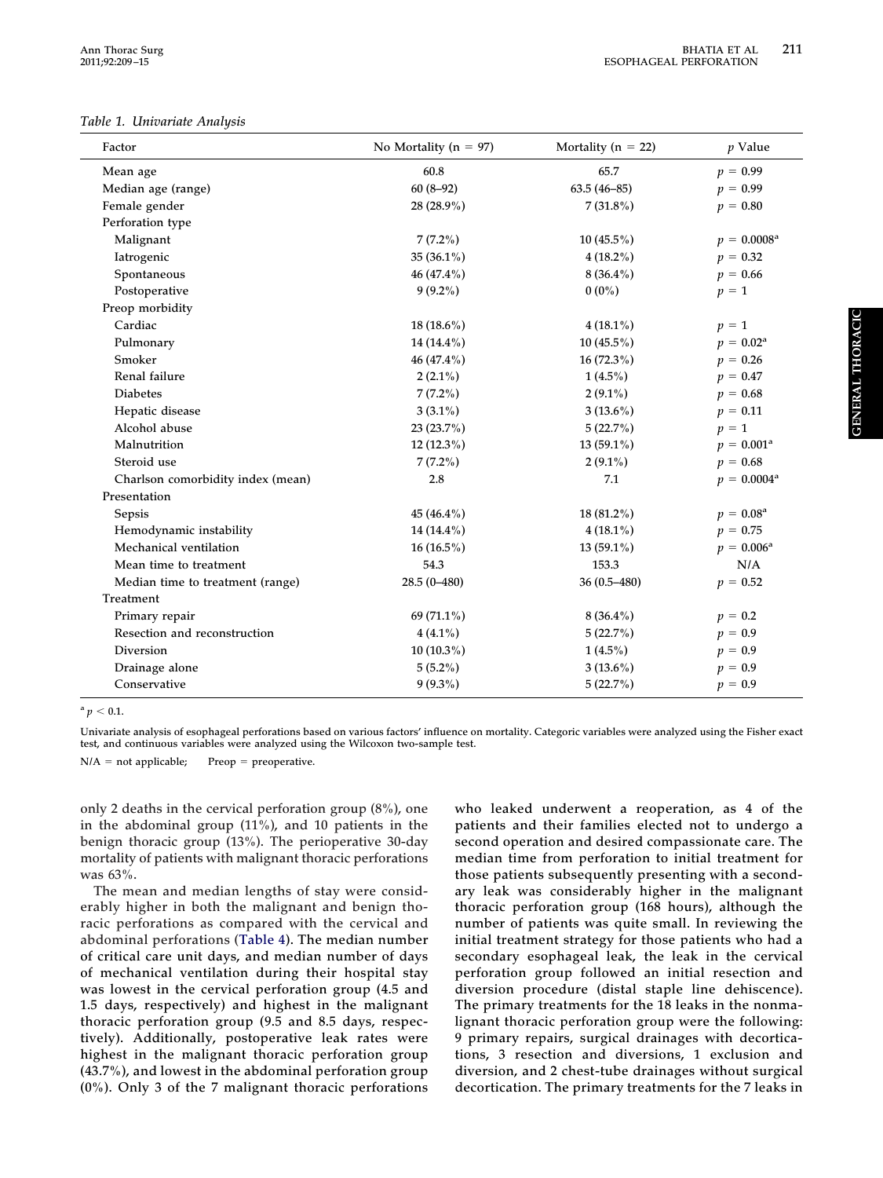*Table 1. Univariate Analysis*

| Factor | No Mortality (n = 97) | Mortality (n = 22) | p Value |
|---|---|---|---|
| Mean age | 60.8 | 65.7 | $p = 0.99$ |
| Median age (range) | 60 (8–92) | 63.5 (46–85) | $p = 0.99$ |
| Female gender | 28 (28.9%) | 7 (31.8%) | $p = 0.80$ |
| Perforation type | | | |
| Malignant | 7 (7.2%) | 10 (45.5%) | $p = 0.0008$[a] |
| Iatrogenic | 35 (36.1%) | 4 (18.2%) | $p = 0.32$ |
| Spontaneous | 46 (47.4%) | 8 (36.4%) | $p = 0.66$ |
| Postoperative | 9 (9.2%) | 0 (0%) | $p = 1$ |
| Preop morbidity | | | |
| Cardiac | 18 (18.6%) | 4 (18.1%) | $p = 1$ |
| Pulmonary | 14 (14.4%) | 10 (45.5%) | $p = 0.02$[a] |
| Smoker | 46 (47.4%) | 16 (72.3%) | $p = 0.26$ |
| Renal failure | 2 (2.1%) | 1 (4.5%) | $p = 0.47$ |
| Diabetes | 7 (7.2%) | 2 (9.1%) | $p = 0.68$ |
| Hepatic disease | 3 (3.1%) | 3 (13.6%) | $p = 0.11$ |
| Alcohol abuse | 23 (23.7%) | 5 (22.7%) | $p = 1$ |
| Malnutrition | 12 (12.3%) | 13 (59.1%) | $p = 0.001$[a] |
| Steroid use | 7 (7.2%) | 2 (9.1%) | $p = 0.68$ |
| Charlson comorbidity index (mean) | 2.8 | 7.1 | $p = 0.0004$[a] |
| Presentation | | | |
| Sepsis | 45 (46.4%) | 18 (81.2%) | $p = 0.08$[a] |
| Hemodynamic instability | 14 (14.4%) | 4 (18.1%) | $p = 0.75$ |
| Mechanical ventilation | 16 (16.5%) | 13 (59.1%) | $p = 0.006$[a] |
| Mean time to treatment | 54.3 | 153.3 | N/A |
| Median time to treatment (range) | 28.5 (0–480) | 36 (0.5–480) | $p = 0.52$ |
| Treatment | | | |
| Primary repair | 69 (71.1%) | 8 (36.4%) | $p = 0.2$ |
| Resection and reconstruction | 4 (4.1%) | 5 (22.7%) | $p = 0.9$ |
| Diversion | 10 (10.3%) | 1 (4.5%) | $p = 0.9$ |
| Drainage alone | 5 (5.2%) | 3 (13.6%) | $p = 0.9$ |
| Conservative | 9 (9.3%) | 5 (22.7%) | $p = 0.9$ |

[a] $p < 0.1$.

Univariate analysis of esophageal perforations based on various factors' influence on mortality. Categoric variables were analyzed using the Fisher exact test, and continuous variables were analyzed using the Wilcoxon two-sample test.

N/A = not applicable; Preop = preoperative.

only 2 deaths in the cervical perforation group (8%), one in the abdominal group (11%), and 10 patients in the benign thoracic group (13%). The perioperative 30-day mortality of patients with malignant thoracic perforations was 63%.

The mean and median lengths of stay were considerably higher in both the malignant and benign thoracic perforations as compared with the cervical and abdominal perforations (Table 4). The median number of critical care unit days, and median number of days of mechanical ventilation during their hospital stay was lowest in the cervical perforation group (4.5 and 1.5 days, respectively) and highest in the malignant thoracic perforation group (9.5 and 8.5 days, respectively). Additionally, postoperative leak rates were highest in the malignant thoracic perforation group (43.7%), and lowest in the abdominal perforation group (0%). Only 3 of the 7 malignant thoracic perforations who leaked underwent a reoperation, as 4 of the patients and their families elected not to undergo a second operation and desired compassionate care. The median time from perforation to initial treatment for those patients subsequently presenting with a secondary leak was considerably higher in the malignant thoracic perforation group (168 hours), although the number of patients was quite small. In reviewing the initial treatment strategy for those patients who had a secondary esophageal leak, the leak in the cervical perforation group followed an initial resection and diversion procedure (distal staple line dehiscence). The primary treatments for the 18 leaks in the nonmalignant thoracic perforation group were the following: 9 primary repairs, surgical drainages with decortications, 3 resection and diversions, 1 exclusion and diversion, and 2 chest-tube drainages without surgical decortication. The primary treatments for the 7 leaks in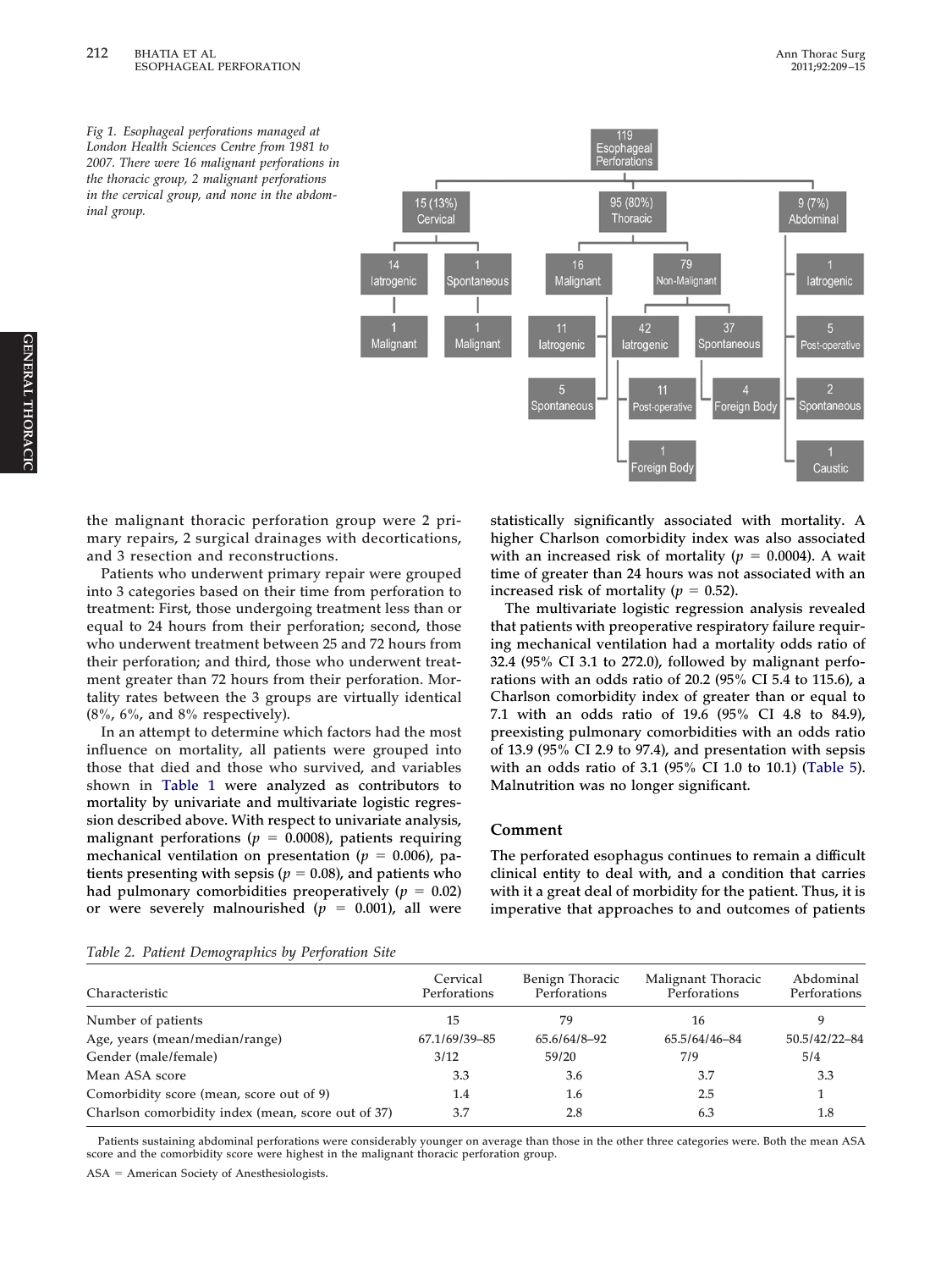Fig 1. Esophageal perforations managed at London Health Sciences Centre from 1981 to 2007. There were 16 malignant perforations in the thoracic group, 2 malignant perforations in the cervical group, and none in the abdominal group.

the malignant thoracic perforation group were 2 primary repairs, 2 surgical drainages with decortications, and 3 resection and reconstructions.

Patients who underwent primary repair were grouped into 3 categories based on their time from perforation to treatment: First, those undergoing treatment less than or equal to 24 hours from their perforation; second, those who underwent treatment between 25 and 72 hours from their perforation; and third, those who underwent treatment greater than 72 hours from their perforation. Mortality rates between the 3 groups are virtually identical (8%, 6%, and 8% respectively).

In an attempt to determine which factors had the most influence on mortality, all patients were grouped into those that died and those who survived, and variables shown in Table 1 were analyzed as contributors to mortality by univariate and multivariate logistic regression described above. With respect to univariate analysis, malignant perforations ($p = 0.0008$), patients requiring mechanical ventilation on presentation ($p = 0.006$), patients presenting with sepsis ($p = 0.08$), and patients who had pulmonary comorbidities preoperatively ($p = 0.02$) or were severely malnourished ($p = 0.001$), all were statistically significantly associated with mortality. A higher Charlson comorbidity index was also associated with an increased risk of mortality ($p = 0.0004$). A wait time of greater than 24 hours was not associated with an increased risk of mortality ($p = 0.52$).

The multivariate logistic regression analysis revealed that patients with preoperative respiratory failure requiring mechanical ventilation had a mortality odds ratio of 32.4 (95% CI 3.1 to 272.0), followed by malignant perforations with an odds ratio of 20.2 (95% CI 5.4 to 115.6), a Charlson comorbidity index of greater than or equal to 7.1 with an odds ratio of 19.6 (95% CI 4.8 to 84.9), preexisting pulmonary comorbidities with an odds ratio of 13.9 (95% CI 2.9 to 97.4), and presentation with sepsis with an odds ratio of 3.1 (95% CI 1.0 to 10.1) (Table 5). Malnutrition was no longer significant.

## Comment

The perforated esophagus continues to remain a difficult clinical entity to deal with, and a condition that carries with it a great deal of morbidity for the patient. Thus, it is imperative that approaches to and outcomes of patients

*Table 2. Patient Demographics by Perforation Site*

| Characteristic | Cervical Perforations | Benign Thoracic Perforations | Malignant Thoracic Perforations | Abdominal Perforations |
|---|---|---|---|---|
| Number of patients | 15 | 79 | 16 | 9 |
| Age, years (mean/median/range) | 67.1/69/39–85 | 65.6/64/8–92 | 65.5/64/46–84 | 50.5/42/22–84 |
| Gender (male/female) | 3/12 | 59/20 | 7/9 | 5/4 |
| Mean ASA score | 3.3 | 3.6 | 3.7 | 3.3 |
| Comorbidity score (mean, score out of 9) | 1.4 | 1.6 | 2.5 | 1 |
| Charlson comorbidity index (mean, score out of 37) | 3.7 | 2.8 | 6.3 | 1.8 |

Patients sustaining abdominal perforations were considerably younger on average than those in the other three categories were. Both the mean ASA score and the comorbidity score were highest in the malignant thoracic perforation group.

ASA = American Society of Anesthesiologists.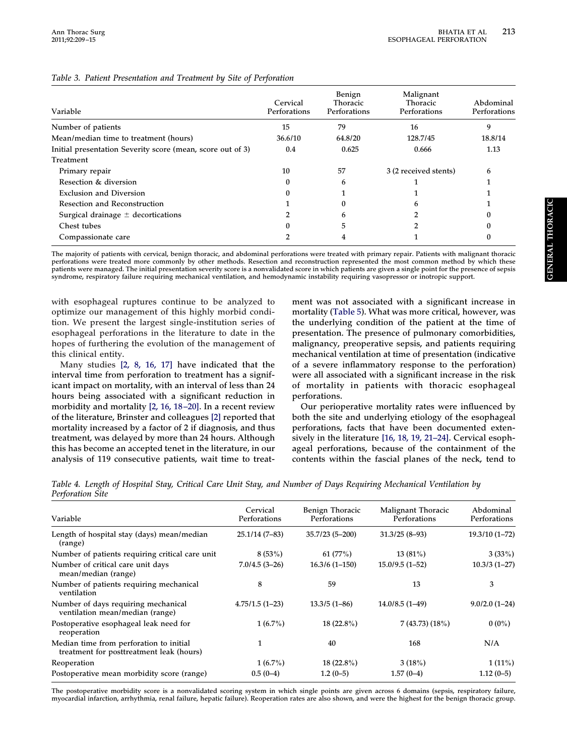*Table 3. Patient Presentation and Treatment by Site of Perforation*

| Variable | Cervical Perforations | Benign Thoracic Perforations | Malignant Thoracic Perforations | Abdominal Perforations |
|---|---|---|---|---|
| Number of patients | 15 | 79 | 16 | 9 |
| Mean/median time to treatment (hours) | 36.6/10 | 64.8/20 | 128.7/45 | 18.8/14 |
| Initial presentation Severity score (mean, score out of 3) | 0.4 | 0.625 | 0.666 | 1.13 |
| Treatment | | | | |
| Primary repair | 10 | 57 | 3 (2 received stents) | 6 |
| Resection & diversion | 0 | 6 | 1 | 1 |
| Exclusion and Diversion | 0 | 1 | 1 | 1 |
| Resection and Reconstruction | 1 | 0 | 6 | 1 |
| Surgical drainage ± decortications | 2 | 6 | 2 | 0 |
| Chest tubes | 0 | 5 | 2 | 0 |
| Compassionate care | 2 | 4 | 1 | 0 |

The majority of patients with cervical, benign thoracic, and abdominal perforations were treated with primary repair. Patients with malignant thoracic perforations were treated more commonly by other methods. Resection and reconstruction represented the most common method by which these patients were managed. The initial presentation severity score is a nonvalidated score in which patients are given a single point for the presence of sepsis syndrome, respiratory failure requiring mechanical ventilation, and hemodynamic instability requiring vasopressor or inotropic support.

with esophageal ruptures continue to be analyzed to optimize our management of this highly morbid condition. We present the largest single-institution series of esophageal perforations in the literature to date in the hopes of furthering the evolution of the management of this clinical entity.

Many studies [2, 8, 16, 17] have indicated that the interval time from perforation to treatment has a significant impact on mortality, with an interval of less than 24 hours being associated with a significant reduction in morbidity and mortality [2, 16, 18–20]. In a recent review of the literature, Brinster and colleagues [2] reported that mortality increased by a factor of 2 if diagnosis, and thus treatment, was delayed by more than 24 hours. Although this has become an accepted tenet in the literature, in our analysis of 119 consecutive patients, wait time to treatment was not associated with a significant increase in mortality (Table 5). What was more critical, however, was the underlying condition of the patient at the time of presentation. The presence of pulmonary comorbidities, malignancy, preoperative sepsis, and patients requiring mechanical ventilation at time of presentation (indicative of a severe inflammatory response to the perforation) were all associated with a significant increase in the risk of mortality in patients with thoracic esophageal perforations.

Our perioperative mortality rates were influenced by both the site and underlying etiology of the esophageal perforations, facts that have been documented extensively in the literature [16, 18, 19, 21–24]. Cervical esophageal perforations, because of the containment of the contents within the fascial planes of the neck, tend to

*Table 4. Length of Hospital Stay, Critical Care Unit Stay, and Number of Days Requiring Mechanical Ventilation by Perforation Site*

| Variable | Cervical Perforations | Benign Thoracic Perforations | Malignant Thoracic Perforations | Abdominal Perforations |
|---|---|---|---|---|
| Length of hospital stay (days) mean/median (range) | 25.1/14 (7–83) | 35.7/23 (5–200) | 31.3/25 (8–93) | 19.3/10 (1–72) |
| Number of patients requiring critical care unit | 8 (53%) | 61 (77%) | 13 (81%) | 3 (33%) |
| Number of critical care unit days mean/median (range) | 7.0/4.5 (3–26) | 16.3/6 (1–150) | 15.0/9.5 (1–52) | 10.3/3 (1–27) |
| Number of patients requiring mechanical ventilation | 8 | 59 | 13 | 3 |
| Number of days requiring mechanical ventilation mean/median (range) | 4.75/1.5 (1–23) | 13.3/5 (1–86) | 14.0/8.5 (1–49) | 9.0/2.0 (1–24) |
| Postoperative esophageal leak need for reoperation | 1 (6.7%) | 18 (22.8%) | 7 (43.73) (18%) | 0 (0%) |
| Median time from perforation to initial treatment for posttreatment leak (hours) | 1 | 40 | 168 | N/A |
| Reoperation | 1 (6.7%) | 18 (22.8%) | 3 (18%) | 1 (11%) |
| Postoperative mean morbidity score (range) | 0.5 (0–4) | 1.2 (0–5) | 1.57 (0–4) | 1.12 (0–5) |

The postoperative morbidity score is a nonvalidated scoring system in which single points are given across 6 domains (sepsis, respiratory failure, myocardial infarction, arrhythmia, renal failure, hepatic failure). Reoperation rates are also shown, and were the highest for the benign thoracic group.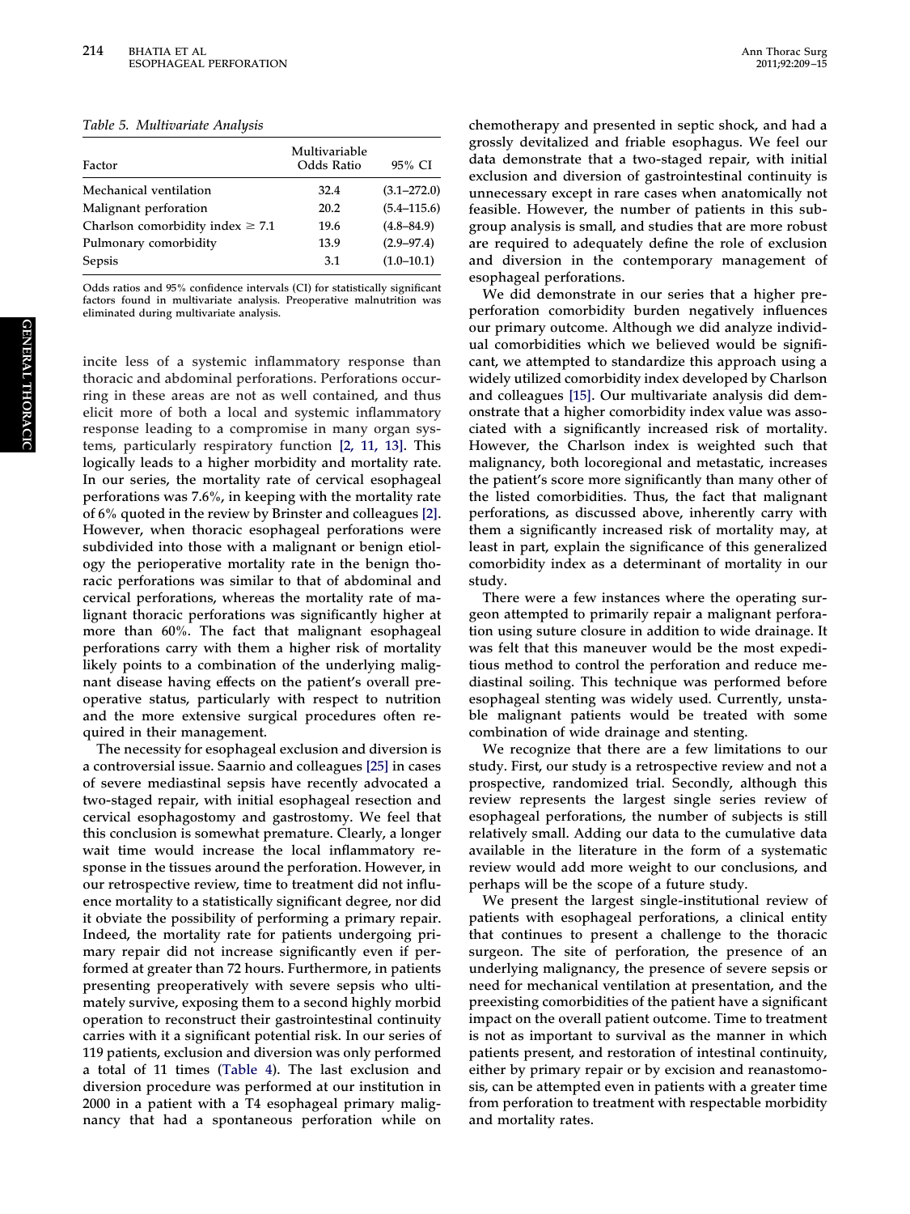*Table 5. Multivariate Analysis*

| Factor | Multivariable Odds Ratio | 95% CI |
|---|---|---|
| Mechanical ventilation | 32.4 | (3.1–272.0) |
| Malignant perforation | 20.2 | (5.4–115.6) |
| Charlson comorbidity index ≥ 7.1 | 19.6 | (4.8–84.9) |
| Pulmonary comorbidity | 13.9 | (2.9–97.4) |
| Sepsis | 3.1 | (1.0–10.1) |

Odds ratios and 95% confidence intervals (CI) for statistically significant factors found in multivariate analysis. Preoperative malnutrition was eliminated during multivariate analysis.

incite less of a systemic inflammatory response than thoracic and abdominal perforations. Perforations occurring in these areas are not as well contained, and thus elicit more of both a local and systemic inflammatory response leading to a compromise in many organ systems, particularly respiratory function [2, 11, 13]. This logically leads to a higher morbidity and mortality rate. In our series, the mortality rate of cervical esophageal perforations was 7.6%, in keeping with the mortality rate of 6% quoted in the review by Brinster and colleagues [2]. However, when thoracic esophageal perforations were subdivided into those with a malignant or benign etiology the perioperative mortality rate in the benign thoracic perforations was similar to that of abdominal and cervical perforations, whereas the mortality rate of malignant thoracic perforations was significantly higher at more than 60%. The fact that malignant esophageal perforations carry with them a higher risk of mortality likely points to a combination of the underlying malignant disease having effects on the patient's overall preoperative status, particularly with respect to nutrition and the more extensive surgical procedures often required in their management.

The necessity for esophageal exclusion and diversion is a controversial issue. Saarnio and colleagues [25] in cases of severe mediastinal sepsis have recently advocated a two-staged repair, with initial esophageal resection and cervical esophagostomy and gastrostomy. We feel that this conclusion is somewhat premature. Clearly, a longer wait time would increase the local inflammatory response in the tissues around the perforation. However, in our retrospective review, time to treatment did not influence mortality to a statistically significant degree, nor did it obviate the possibility of performing a primary repair. Indeed, the mortality rate for patients undergoing primary repair did not increase significantly even if performed at greater than 72 hours. Furthermore, in patients presenting preoperatively with severe sepsis who ultimately survive, exposing them to a second highly morbid operation to reconstruct their gastrointestinal continuity carries with it a significant potential risk. In our series of 119 patients, exclusion and diversion was only performed a total of 11 times (Table 4). The last exclusion and diversion procedure was performed at our institution in 2000 in a patient with a T4 esophageal primary malignancy that had a spontaneous perforation while on chemotherapy and presented in septic shock, and had a grossly devitalized and friable esophagus. We feel our data demonstrate that a two-staged repair, with initial exclusion and diversion of gastrointestinal continuity is unnecessary except in rare cases when anatomically not feasible. However, the number of patients in this subgroup analysis is small, and studies that are more robust are required to adequately define the role of exclusion and diversion in the contemporary management of esophageal perforations.

We did demonstrate in our series that a higher preperforation comorbidity burden negatively influences our primary outcome. Although we did analyze individual comorbidities which we believed would be significant, we attempted to standardize this approach using a widely utilized comorbidity index developed by Charlson and colleagues [15]. Our multivariate analysis did demonstrate that a higher comorbidity index value was associated with a significantly increased risk of mortality. However, the Charlson index is weighted such that malignancy, both locoregional and metastatic, increases the patient's score more significantly than many other of the listed comorbidities. Thus, the fact that malignant perforations, as discussed above, inherently carry with them a significantly increased risk of mortality may, at least in part, explain the significance of this generalized comorbidity index as a determinant of mortality in our study.

There were a few instances where the operating surgeon attempted to primarily repair a malignant perforation using suture closure in addition to wide drainage. It was felt that this maneuver would be the most expeditious method to control the perforation and reduce mediastinal soiling. This technique was performed before esophageal stenting was widely used. Currently, unstable malignant patients would be treated with some combination of wide drainage and stenting.

We recognize that there are a few limitations to our study. First, our study is a retrospective review and not a prospective, randomized trial. Secondly, although this review represents the largest single series review of esophageal perforations, the number of subjects is still relatively small. Adding our data to the cumulative data available in the literature in the form of a systematic review would add more weight to our conclusions, and perhaps will be the scope of a future study.

We present the largest single-institutional review of patients with esophageal perforations, a clinical entity that continues to present a challenge to the thoracic surgeon. The site of perforation, the presence of an underlying malignancy, the presence of severe sepsis or need for mechanical ventilation at presentation, and the preexisting comorbidities of the patient have a significant impact on the overall patient outcome. Time to treatment is not as important to survival as the manner in which patients present, and restoration of intestinal continuity, either by primary repair or by excision and reanastomosis, can be attempted even in patients with a greater time from perforation to treatment with respectable morbidity and mortality rates.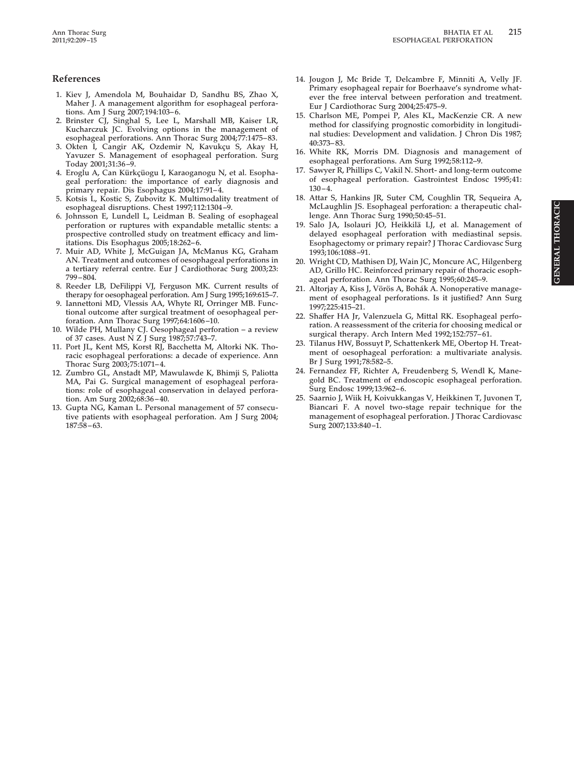## References

1. Kiev J, Amendola M, Bouhaidar D, Sandhu BS, Zhao X, Maher J. A management algorithm for esophageal perforations. Am J Surg 2007;194:103–6.
2. Brinster CJ, Singhal S, Lee L, Marshall MB, Kaiser LR, Kucharczuk JC. Evolving options in the management of esophageal perforations. Ann Thorac Surg 2004;77:1475–83.
3. Okten I, Cangir AK, Ozdemir N, Kavukçu S, Akay H, Yavuzer S. Management of esophageal perforation. Surg Today 2001;31:36–9.
4. Eroglu A, Can Kürkçüogu I, Karaoganogu N, et al. Esophageal perforation: the importance of early diagnosis and primary repair. Dis Esophagus 2004;17:91–4.
5. Kotsis L, Kostic S, Zubovitz K. Multimodality treatment of esophageal disruptions. Chest 1997;112:1304–9.
6. Johnsson E, Lundell L, Leidman B. Sealing of esophageal perforation or ruptures with expandable metallic stents: a prospective controlled study on treatment efficacy and limitations. Dis Esophagus 2005;18:262–6.
7. Muir AD, White J, McGuigan JA, McManus KG, Graham AN. Treatment and outcomes of oesophageal perforations in a tertiary referral centre. Eur J Cardiothorac Surg 2003;23:799–804.
8. Reeder LB, DeFilippi VJ, Ferguson MK. Current results of therapy for oesophageal perforation. Am J Surg 1995;169:615–7.
9. Iannettoni MD, Vlessis AA, Whyte RI, Orringer MB. Functional outcome after surgical treatment of oesophageal perforation. Ann Thorac Surg 1997;64:1606–10.
10. Wilde PH, Mullany CJ. Oesophageal perforation – a review of 37 cases. Aust N Z J Surg 1987;57:743–7.
11. Port JL, Kent MS, Korst RJ, Bacchetta M, Altorki NK. Thoracic esophageal perforations: a decade of experience. Ann Thorac Surg 2003;75:1071–4.
12. Zumbro GL, Anstadt MP, Mawulawde K, Bhimji S, Paliotta MA, Pai G. Surgical management of esophageal perforations: role of esophageal conservation in delayed perforation. Am Surg 2002;68:36–40.
13. Gupta NG, Kaman L. Personal management of 57 consecutive patients with esophageal perforation. Am J Surg 2004;187:58–63.
14. Jougon J, Mc Bride T, Delcambre F, Minniti A, Velly JF. Primary esophageal repair for Boerhaave's syndrome whatever the free interval between perforation and treatment. Eur J Cardiothorac Surg 2004;25:475–9.
15. Charlson ME, Pompei P, Ales KL, MacKenzie CR. A new method for classifying prognostic comorbidity in longitudinal studies: Development and validation. J Chron Dis 1987;40:373–83.
16. White RK, Morris DM. Diagnosis and management of esophageal perforations. Am Surg 1992;58:112–9.
17. Sawyer R, Phillips C, Vakil N. Short- and long-term outcome of esophageal perforation. Gastrointest Endosc 1995;41:130–4.
18. Attar S, Hankins JR, Suter CM, Coughlin TR, Sequeira A, McLaughlin JS. Esophageal perforation: a therapeutic challenge. Ann Thorac Surg 1990;50:45–51.
19. Salo JA, Isolauri JO, Heikkilä LJ, et al. Management of delayed esophageal perforation with mediastinal sepsis. Esophagectomy or primary repair? J Thorac Cardiovasc Surg 1993;106:1088–91.
20. Wright CD, Mathisen DJ, Wain JC, Moncure AC, Hilgenberg AD, Grillo HC. Reinforced primary repair of thoracic esophageal perforation. Ann Thorac Surg 1995;60:245–9.
21. Altorjay A, Kiss J, Vörös A, Bohák A. Nonoperative management of esophageal perforations. Is it justified? Ann Surg 1997;225:415–21.
22. Shaffer HA Jr, Valenzuela G, Mittal RK. Esophageal perforation. A reassessment of the criteria for choosing medical or surgical therapy. Arch Intern Med 1992;152:757–61.
23. Tilanus HW, Bossuyt P, Schattenkerk ME, Obertop H. Treatment of oesophageal perforation: a multivariate analysis. Br J Surg 1991;78:582–5.
24. Fernandez FF, Richter A, Freudenberg S, Wendl K, Manegold BC. Treatment of endoscopic esophageal perforation. Surg Endosc 1999;13:962–6.
25. Saarnio J, Wiik H, Koivukkangas V, Heikkinen T, Juvonen T, Biancari F. A novel two-stage repair technique for the management of esophageal perforation. J Thorac Cardiovasc Surg 2007;133:840–1.